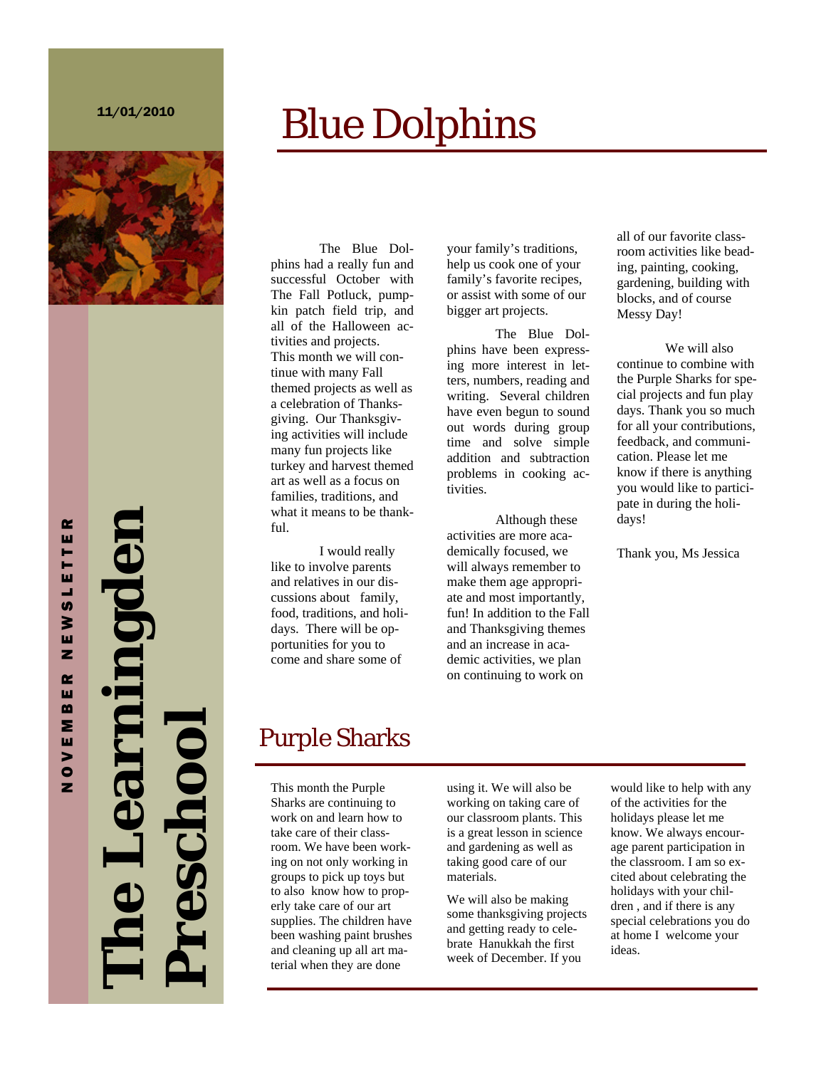11/01/2010

# The Learningden Preschool

NOVEMBER NEWSLETTER

## Blue Dolphins

The Blue Dolphins had a really fun and successful October with The Fall Potluck, pumpkin patch field trip, and all of the Halloween activities and projects. This month we will continue with many Fall themed projects as well as a celebration of Thanksgiving. Our Thanksgiving activities will include many fun projects like turkey and harvest themed art as well as a focus on families, traditions, and what it means to be thankful.

I would really like to involve parents and relatives in our discussions about family, food, traditions, and holidays. There will be opportunities for you to come and share some of your family's traditions, help us cook one of your family's favorite recipes, or assist with some of our bigger art projects.

The Blue Dolphins have been expressing more interest in letters, numbers, reading and writing. Several children have even begun to sound out words during group time and solve simple addition and subtraction problems in cooking activities.

Although these activities are more academically focused, we will always remember to make them age appropriate and most importantly, fun! In addition to the Fall and Thanksgiving themes and an increase in academic activities, we plan on continuing to work on all of our favorite classroom activities like beading, painting, cooking, gardening, building with blocks, and of course Messy Day!

We will also continue to combine with the Purple Sharks for special projects and fun play days. Thank you so much for all your contributions, feedback, and communication. Please let me know if there is anything you would like to participate in during the holidays!

Thank you, Ms Jessica

## Purple Sharks

This month the Purple Sharks are continuing to work on and learn how to take care of their classroom. We have been working on not only working in groups to pick up toys but to also know how to properly take care of our art supplies. The children have been washing paint brushes and cleaning up all art material when they are done using it. We will also be working on taking care of our classroom plants. This is a great lesson in science and gardening as well as taking good care of our materials.

We will also be making some thanksgiving projects and getting ready to celebrate Hanukkah the first week of December. If you would like to help with any of the activities for the holidays please let me know. We always encourage parent participation in the classroom. I am so excited about celebrating the holidays with your children , and if there is any special celebrations you do at home I welcome your ideas.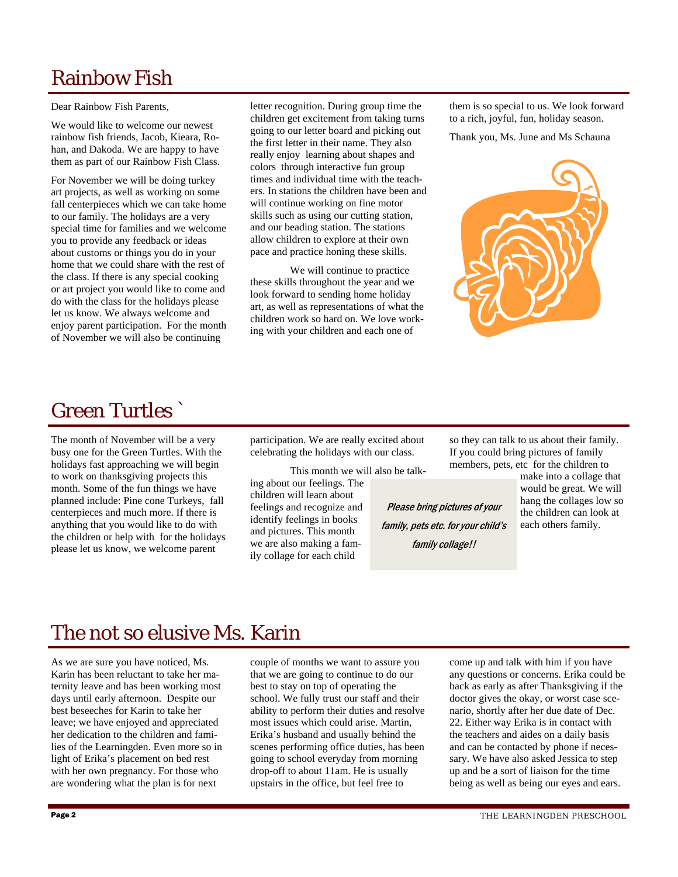# Rainbow Fish

Dear Rainbow Fish Parents,

We would like to welcome our newest rainbow fish friends, Jacob, Kieara, Rohan, and Dakoda. We are happy to have them as part of our Rainbow Fish Class.

For November we will be doing turkey art projects, as well as working on some fall centerpieces which we can take home to our family. The holidays are a very special time for families and we welcome you to provide any feedback or ideas about customs or things you do in your home that we could share with the rest of the class. If there is any special cooking or art project you would like to come and do with the class for the holidays please let us know. We always welcome and enjoy parent participation. For the month of November we will also be continuing letter recognition. During group time the children get excitement from taking turns going to our letter board and picking out the first letter in their name. They also really enjoy learning about shapes and colors through interactive fun group times and individual time with the teachers. In stations the children have been and will continue working on fine motor skills such as using our cutting station, and our beading station. The stations allow children to explore at their own pace and practice honing these skills.

We will continue to practice these skills throughout the year and we look forward to sending home holiday art, as well as representations of what the children work so hard on. We love working with your children and each one of them is so special to us. We look forward to a rich, joyful, fun, holiday season.

Thank you, Ms. June and Ms Schauna

# Green Turtles `

The month of November will be a very busy one for the Green Turtles. With the holidays fast approaching we will begin to work on thanksgiving projects this month. Some of the fun things we have planned include: Pine cone Turkeys, fall centerpieces and much more. If there is anything that you would like to do with the children or help with for the holidays please let us know, we welcome parent participation. We are really excited about celebrating the holidays with our class.

This month we will also be talking about our feelings. The children will learn about feelings and recognize and identify feelings in books and pictures. This month we are also making a family collage for each child so they can talk to us about their family. If you could bring pictures of family members, pets, etc for the children to make into a collage that would be great. We will hang the collages low so the children can look at each others family.

*Please bring pictures of your family, pets etc. for your child's family collage!!*

# The not so elusive Ms. Karin

As we are sure you have noticed, Ms. Karin has been reluctant to take her maternity leave and has been working most days until early afternoon. Despite our best beseeches for Karin to take her leave; we have enjoyed and appreciated her dedication to the children and families of the Learningden. Even more so in light of Erika's placement on bed rest with her own pregnancy. For those who are wondering what the plan is for next couple of months we want to assure you that we are going to continue to do our best to stay on top of operating the school. We fully trust our staff and their ability to perform their duties and resolve most issues which could arise. Martin, Erika's husband and usually behind the scenes performing office duties, has been going to school everyday from morning drop-off to about 11am. He is usually upstairs in the office, but feel free to come up and talk with him if you have any questions or concerns. Erika could be back as early as after Thanksgiving if the doctor gives the okay, or worst case scenario, shortly after her due date of Dec. 22. Either way Erika is in contact with the teachers and aides on a daily basis and can be contacted by phone if necessary. We have also asked Jessica to step up and be a sort of liaison for the time being as well as being our eyes and ears.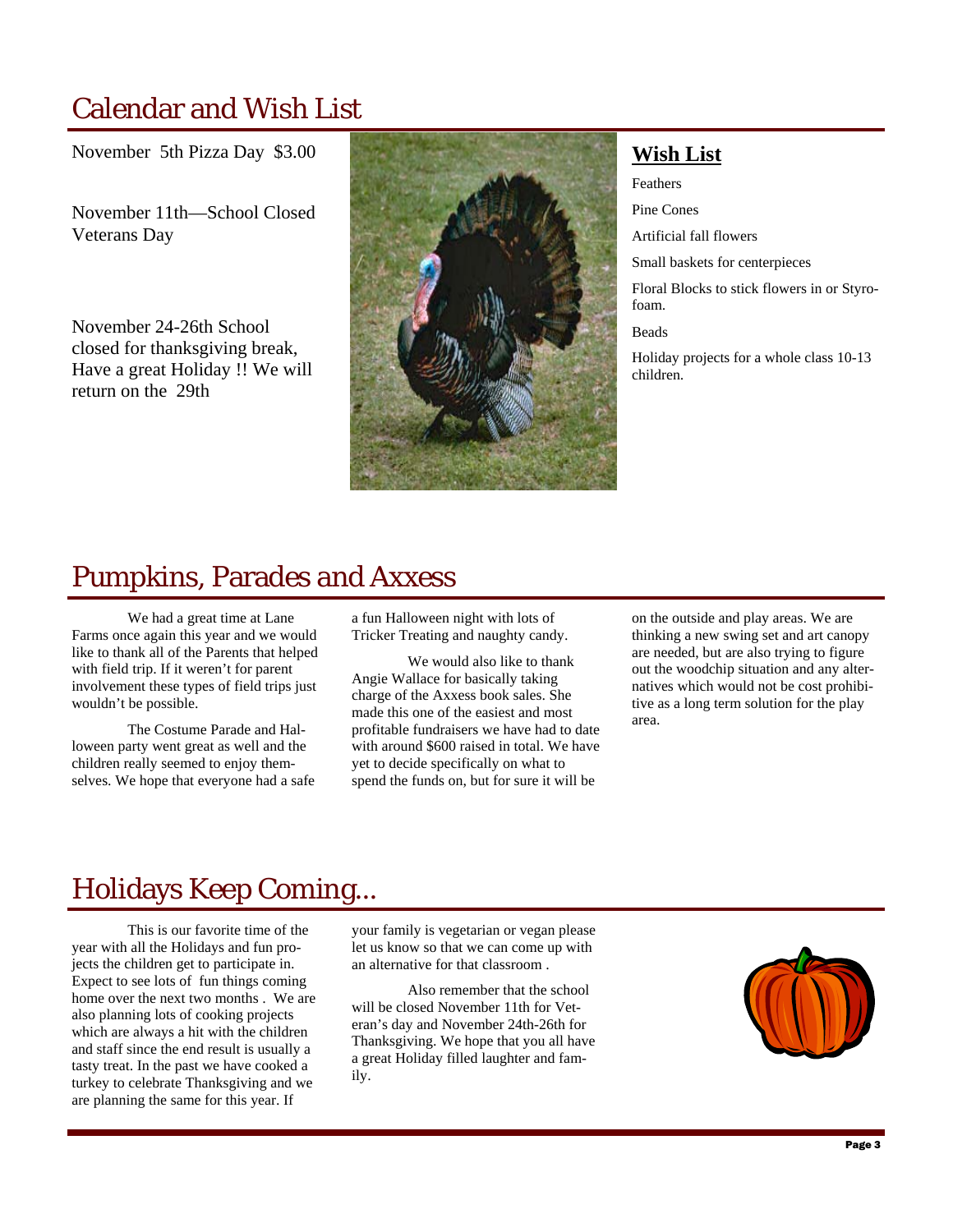# Calendar and Wish List

November 5th Pizza Day $3.00

November 11th—School Closed Veterans Day

November 24-26th School closed for thanksgiving break, Have a great Holiday !! We will return on the 29th

## Wish List

Feathers

Pine Cones

Artificial fall flowers

Small baskets for centerpieces

Floral Blocks to stick flowers in or Styrofoam.

Beads

Holiday projects for a whole class 10-13 children.

# Pumpkins, Parades and Axxess

We had a great time at Lane Farms once again this year and we would like to thank all of the Parents that helped with field trip. If it weren't for parent involvement these types of field trips just wouldn't be possible.

The Costume Parade and Halloween party went great as well and the children really seemed to enjoy themselves. We hope that everyone had a safe a fun Halloween night with lots of Tricker Treating and naughty candy.

We would also like to thank Angie Wallace for basically taking charge of the Axxess book sales. She made this one of the easiest and most profitable fundraisers we have had to date with around $600 raised in total. We have yet to decide specifically on what to spend the funds on, but for sure it will be on the outside and play areas. We are thinking a new swing set and art canopy are needed, but are also trying to figure out the woodchip situation and any alternatives which would not be cost prohibitive as a long term solution for the play area.

# Holidays Keep Coming...

This is our favorite time of the year with all the Holidays and fun projects the children get to participate in. Expect to see lots of fun things coming home over the next two months . We are also planning lots of cooking projects which are always a hit with the children and staff since the end result is usually a tasty treat. In the past we have cooked a turkey to celebrate Thanksgiving and we are planning the same for this year. If your family is vegetarian or vegan please let us know so that we can come up with an alternative for that classroom .

Also remember that the school will be closed November 11th for Veteran's day and November 24th-26th for Thanksgiving. We hope that you all have a great Holiday filled laughter and family.